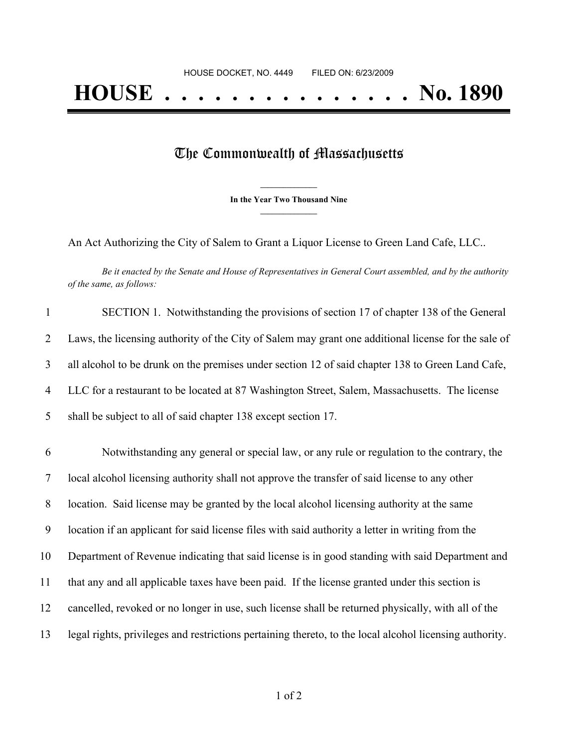HOUSE DOCKET, NO. 4449 FILED ON: 6/23/2009

# HOUSE . . . . . . . . . . . . . . . No. 1890

## The Commonwealth of Massachusetts

**In the Year Two Thousand Nine**

An Act Authorizing the City of Salem to Grant a Liquor License to Green Land Cafe, LLC..

*Be it enacted by the Senate and House of Representatives in General Court assembled, and by the authority of the same, as follows:*

1 SECTION 1. Notwithstanding the provisions of section 17 of chapter 138 of the General
2 Laws, the licensing authority of the City of Salem may grant one additional license for the sale of
3 all alcohol to be drunk on the premises under section 12 of said chapter 138 to Green Land Cafe,
4 LLC for a restaurant to be located at 87 Washington Street, Salem, Massachusetts. The license
5 shall be subject to all of said chapter 138 except section 17.

6 Notwithstanding any general or special law, or any rule or regulation to the contrary, the
7 local alcohol licensing authority shall not approve the transfer of said license to any other
8 location. Said license may be granted by the local alcohol licensing authority at the same
9 location if an applicant for said license files with said authority a letter in writing from the
10 Department of Revenue indicating that said license is in good standing with said Department and
11 that any and all applicable taxes have been paid. If the license granted under this section is
12 cancelled, revoked or no longer in use, such license shall be returned physically, with all of the
13 legal rights, privileges and restrictions pertaining thereto, to the local alcohol licensing authority.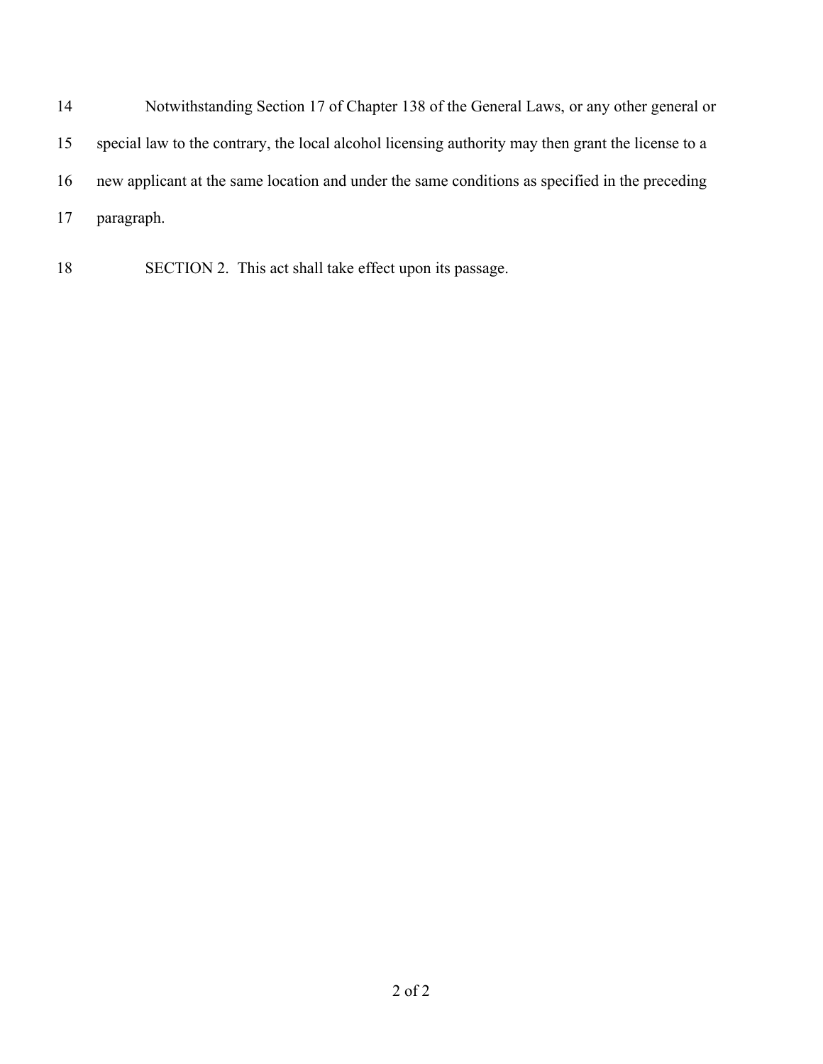Notwithstanding Section 17 of Chapter 138 of the General Laws, or any other general or special law to the contrary, the local alcohol licensing authority may then grant the license to a new applicant at the same location and under the same conditions as specified in the preceding paragraph.

SECTION 2. This act shall take effect upon its passage.